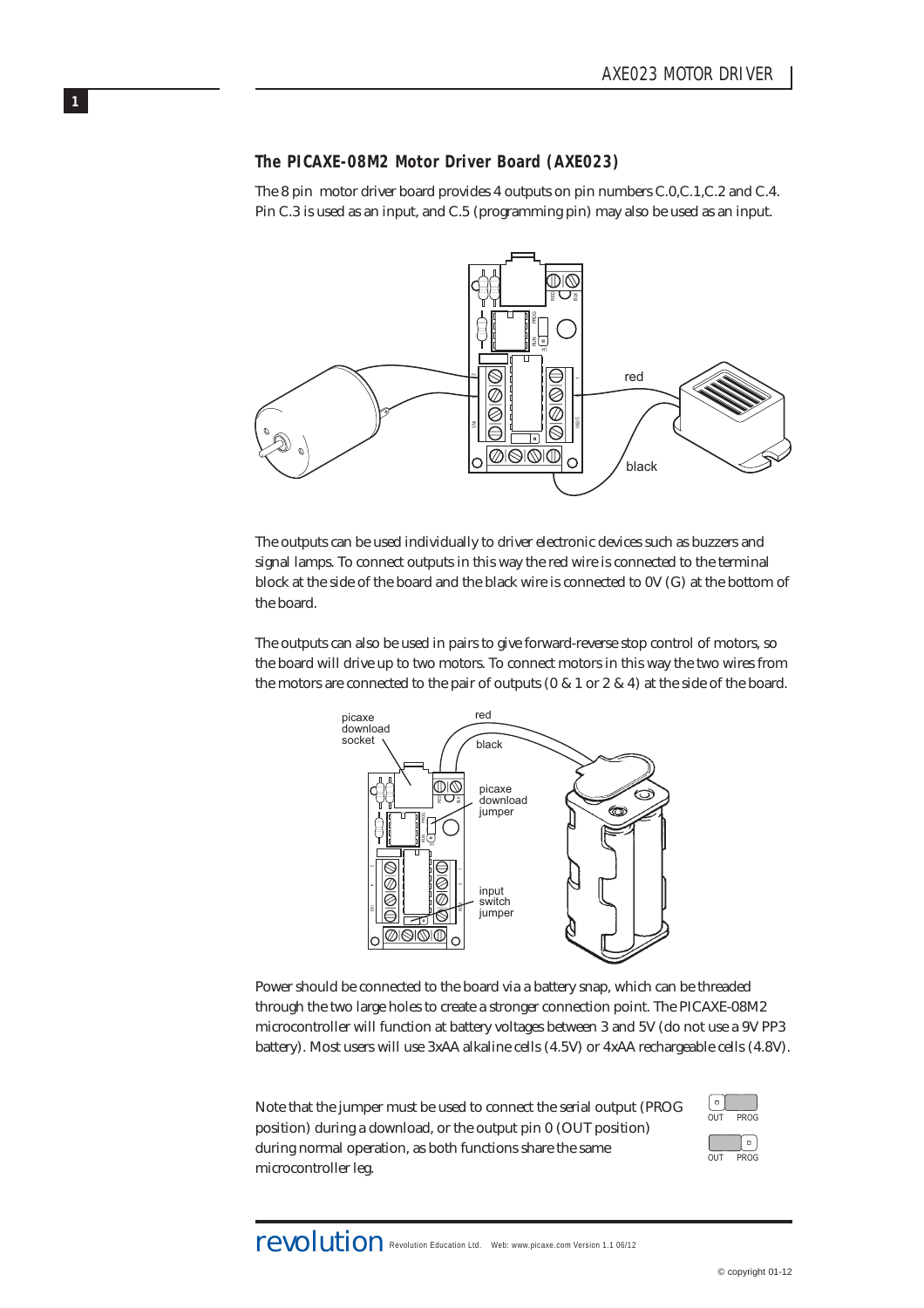## The PICAXE-08M2 Motor Driver Board (AXE023)

The 8 pin motor driver board provides 4 outputs on pin numbers C.0,C.1,C.2 and C.4. Pin C.3 is used as an input, and C.5 (programming pin) may also be used as an input.

The outputs can be used individually to driver electronic devices such as buzzers and signal lamps. To connect outputs in this way the red wire is connected to the terminal block at the side of the board and the black wire is connected to 0V (G) at the bottom of the board.

The outputs can also be used in pairs to give forward-reverse stop control of motors, so the board will drive up to two motors. To connect motors in this way the two wires from the motors are connected to the pair of outputs (0 & 1 or 2 & 4) at the side of the board.

Power should be connected to the board via a battery snap, which can be threaded through the two large holes to create a stronger connection point. The PICAXE-08M2 microcontroller will function at battery voltages between 3 and 5V (do not use a 9V PP3 battery). Most users will use 3xAA alkaline cells (4.5V) or 4xAA rechargeable cells (4.8V).

Note that the jumper must be used to connect the serial output (PROG position) during a download, or the output pin 0 (OUT position) during normal operation, as both functions share the same microcontroller leg.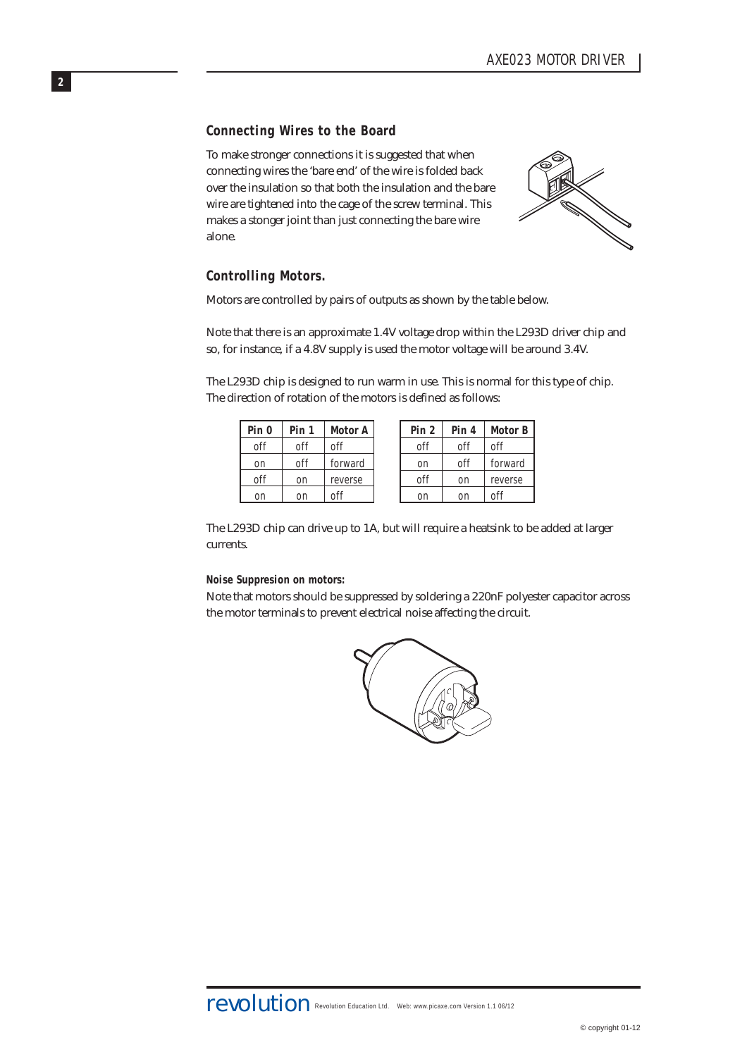## Connecting Wires to the Board

To make stronger connections it is suggested that when connecting wires the 'bare end' of the wire is folded back over the insulation so that both the insulation and the bare wire are tightened into the cage of the screw terminal. This makes a stonger joint than just connecting the bare wire alone.

## Controlling Motors.

Motors are controlled by pairs of outputs as shown by the table below.

Note that there is an approximate 1.4V voltage drop within the L293D driver chip and so, for instance, if a 4.8V supply is used the motor voltage will be around 3.4V.

The L293D chip is designed to run warm in use. This is normal for this type of chip. The direction of rotation of the motors is defined as follows:

| Pin 0 | Pin 1 | Motor A |
|---|---|---|
| off | off | off |
| on | off | forward |
| off | on | reverse |
| on | on | off |

| Pin 2 | Pin 4 | Motor B |
|---|---|---|
| off | off | off |
| on | off | forward |
| off | on | reverse |
| on | on | off |

The L293D chip can drive up to 1A, but will require a heatsink to be added at larger currents.

**Noise Suppresion on motors:**

Note that motors should be suppressed by soldering a 220nF polyester capacitor across the motor terminals to prevent electrical noise affecting the circuit.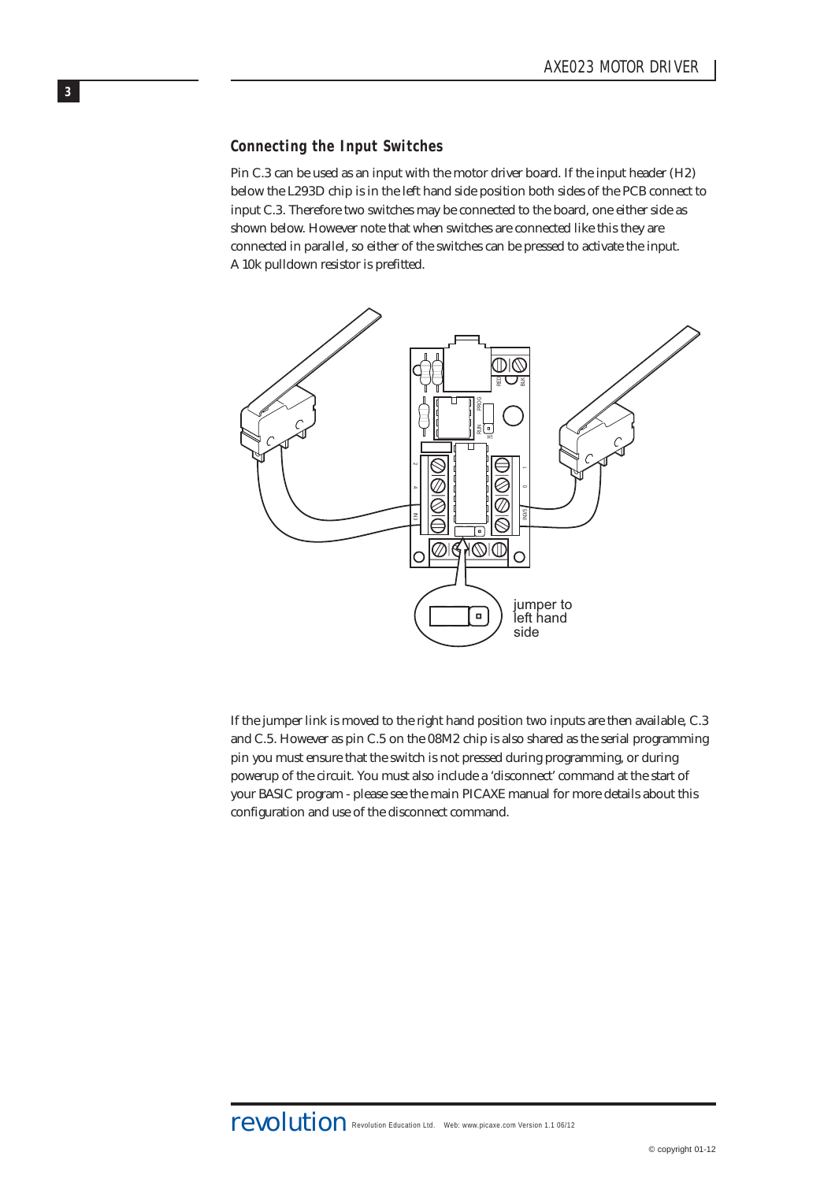## Connecting the Input Switches

Pin C.3 can be used as an input with the motor driver board. If the input header (H2) below the L293D chip is in the left hand side position both sides of the PCB connect to input C.3. Therefore two switches may be connected to the board, one either side as shown below. However note that when switches are connected like this they are connected in parallel, so either of the switches can be pressed to activate the input. A 10k pulldown resistor is prefitted.

jumper to left hand side

If the jumper link is moved to the right hand position two inputs are then available, C.3 and C.5. However as pin C.5 on the 08M2 chip is also shared as the serial programming pin you must ensure that the switch is not pressed during programming, or during powerup of the circuit. You must also include a 'disconnect' command at the start of your BASIC program - please see the main PICAXE manual for more details about this configuration and use of the disconnect command.